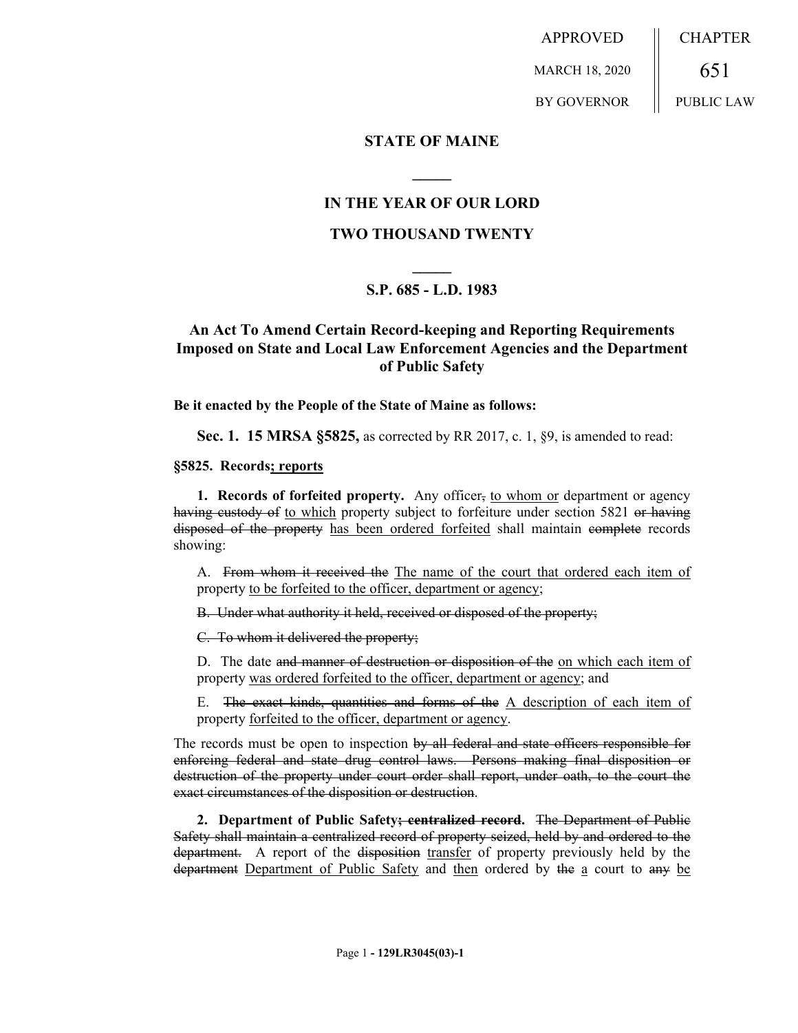APPROVED MARCH 18, 2020 BY GOVERNOR

CHAPTER 651 PUBLIC LAW

# STATE OF MAINE

## IN THE YEAR OF OUR LORD

## TWO THOUSAND TWENTY

### S.P. 685 - L.D. 1983

### An Act To Amend Certain Record-keeping and Reporting Requirements Imposed on State and Local Law Enforcement Agencies and the Department of Public Safety

**Be it enacted by the People of the State of Maine as follows:**

**Sec. 1. 15 MRSA §5825,** as corrected by RR 2017, c. 1, §9, is amended to read:

**§5825. Records; reports**

**1. Records of forfeited property.** Any officer, to whom or department or agency having custody of to which property subject to forfeiture under section 5821 or having disposed of the property has been ordered forfeited shall maintain complete records showing:

A. From whom it received the The name of the court that ordered each item of property to be forfeited to the officer, department or agency;

B. Under what authority it held, received or disposed of the property;

C. To whom it delivered the property;

D. The date and manner of destruction or disposition of the on which each item of property was ordered forfeited to the officer, department or agency; and

E. The exact kinds, quantities and forms of the A description of each item of property forfeited to the officer, department or agency.

The records must be open to inspection by all federal and state officers responsible for enforcing federal and state drug control laws. Persons making final disposition or destruction of the property under court order shall report, under oath, to the court the exact circumstances of the disposition or destruction.

**2. Department of Public Safety; centralized record.** The Department of Public Safety shall maintain a centralized record of property seized, held by and ordered to the department. A report of the disposition transfer of property previously held by the department Department of Public Safety and then ordered by the a court to any be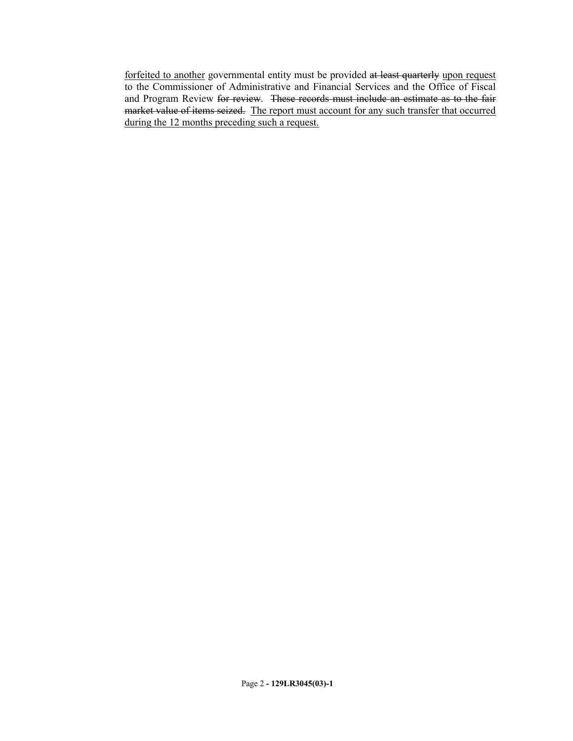forfeited to another governmental entity must be provided ~~at least quarterly~~ upon request to the Commissioner of Administrative and Financial Services and the Office of Fiscal and Program Review ~~for review~~. ~~These records must include an estimate as to the fair market value of items seized.~~ The report must account for any such transfer that occurred during the 12 months preceding such a request.